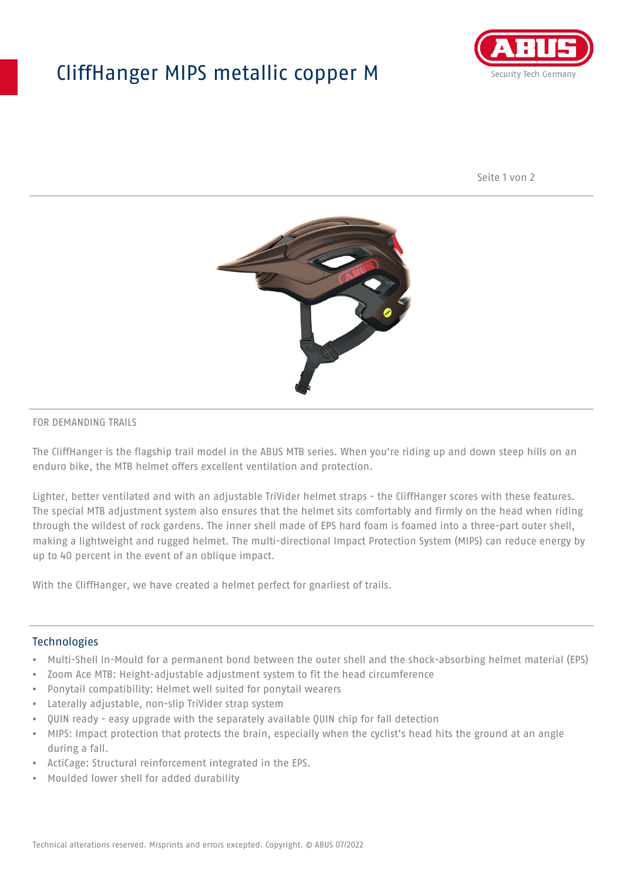# CliffHanger MIPS metallic copper M

FOR DEMANDING TRAILS

The CliffHanger is the flagship trail model in the ABUS MTB series. When you're riding up and down steep hills on an enduro bike, the MTB helmet offers excellent ventilation and protection.

Lighter, better ventilated and with an adjustable TriVider helmet straps - the CliffHanger scores with these features. The special MTB adjustment system also ensures that the helmet sits comfortably and firmly on the head when riding through the wildest of rock gardens. The inner shell made of EPS hard foam is foamed into a three-part outer shell, making a lightweight and rugged helmet. The multi-directional Impact Protection System (MIPS) can reduce energy by up to 40 percent in the event of an oblique impact.

With the CliffHanger, we have created a helmet perfect for gnarliest of trails.

## Technologies

- Multi-Shell In-Mould for a permanent bond between the outer shell and the shock-absorbing helmet material (EPS)
- Zoom Ace MTB: Height-adjustable adjustment system to fit the head circumference
- Ponytail compatibility: Helmet well suited for ponytail wearers
- Laterally adjustable, non-slip TriVider strap system
- QUIN ready - easy upgrade with the separately available QUIN chip for fall detection
- MIPS: Impact protection that protects the brain, especially when the cyclist's head hits the ground at an angle during a fall.
- ActiCage: Structural reinforcement integrated in the EPS.
- Moulded lower shell for added durability

Technical alterations reserved. Misprints and errors excepted. Copyright. © ABUS 07/2022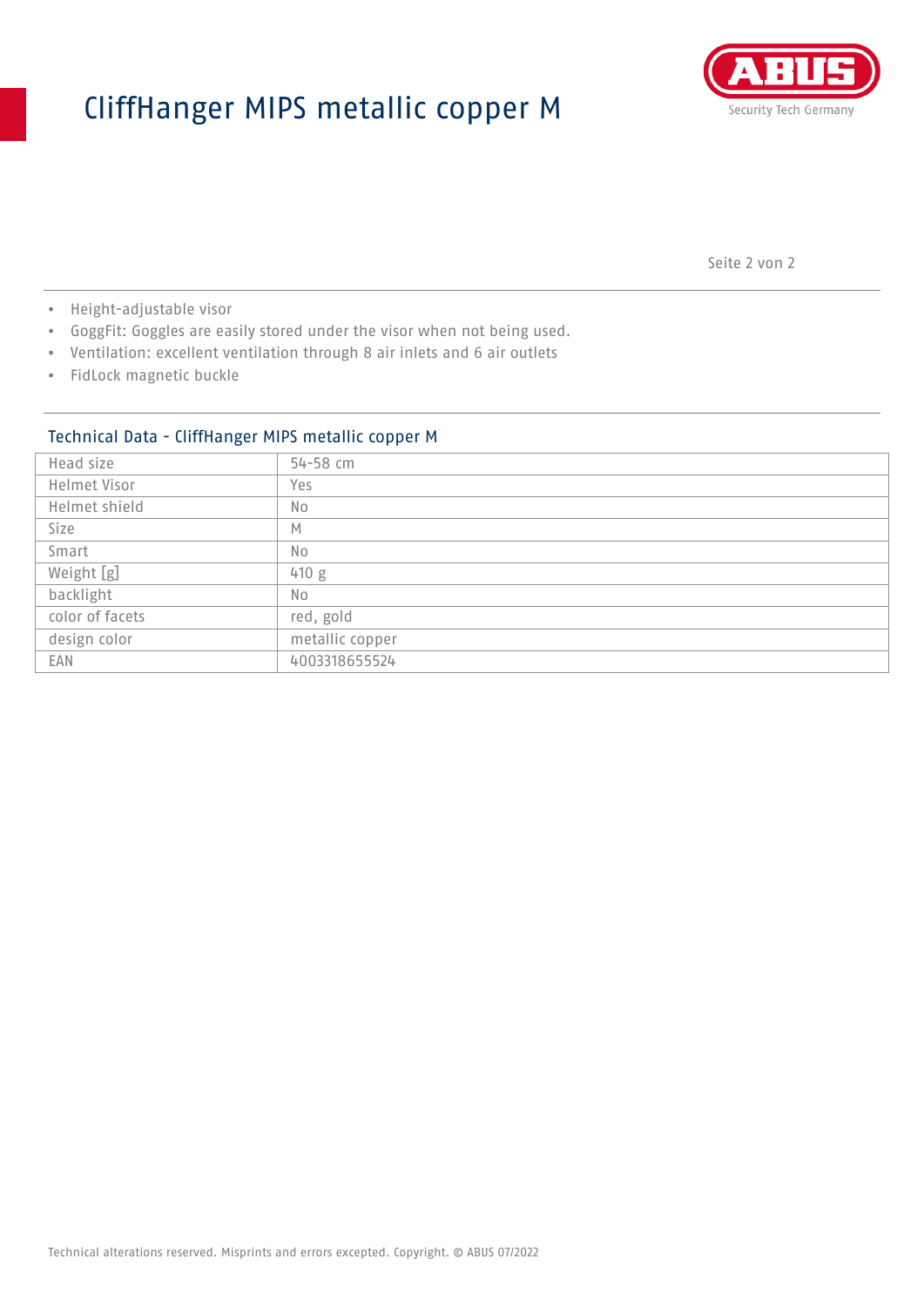# CliffHanger MIPS metallic copper M

- Height-adjustable visor
- GoggFit: Goggles are easily stored under the visor when not being used.
- Ventilation: excellent ventilation through 8 air inlets and 6 air outlets
- FidLock magnetic buckle

## Technical Data - CliffHanger MIPS metallic copper M

| | |
|---|---|
| Head size | 54-58 cm |
| Helmet Visor | Yes |
| Helmet shield | No |
| Size | M |
| Smart | No |
| Weight [g] | 410 g |
| backlight | No |
| color of facets | red, gold |
| design color | metallic copper |
| EAN | 4003318655524 |

Technical alterations reserved. Misprints and errors excepted. Copyright. © ABUS 07/2022